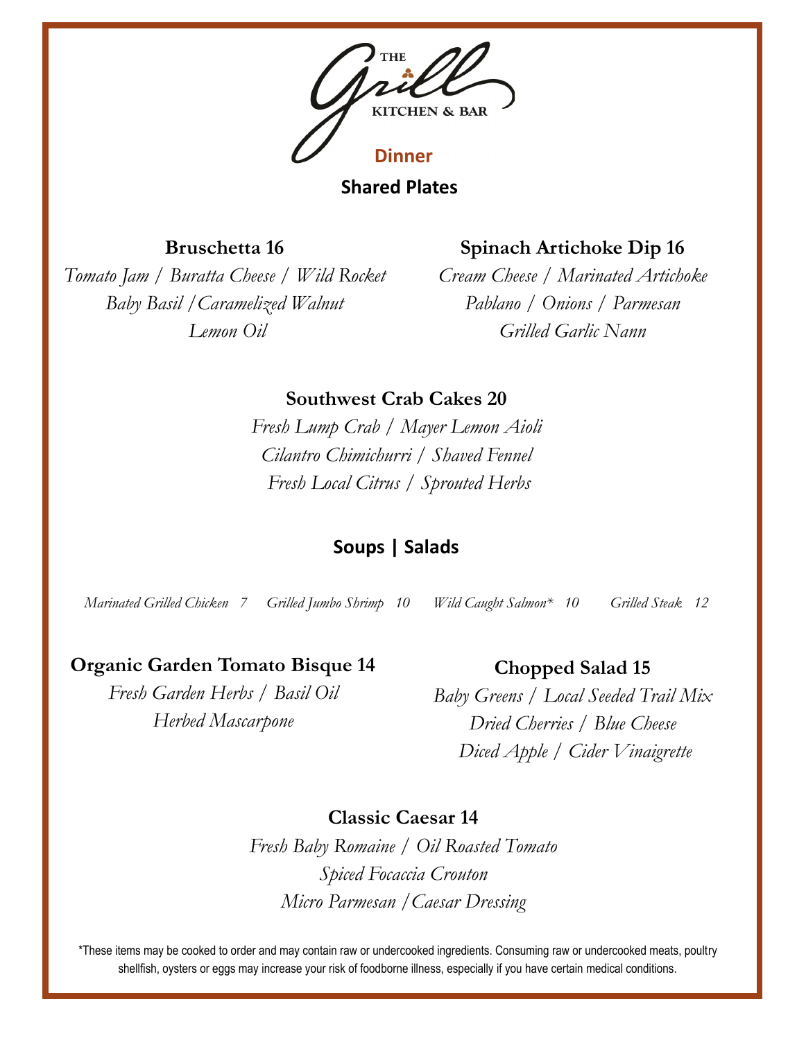# THE Grill KITCHEN & BAR

## Dinner

## Shared Plates

### Bruschetta 16

*Tomato Jam / Buratta Cheese / Wild Rocket*
*Baby Basil /Caramelized Walnut*
*Lemon Oil*

### Spinach Artichoke Dip 16

*Cream Cheese / Marinated Artichoke*
*Pablano / Onions / Parmesan*
*Grilled Garlic Nann*

### Southwest Crab Cakes 20

*Fresh Lump Crab / Mayer Lemon Aioli*
*Cilantro Chimichurri / Shaved Fennel*
*Fresh Local Citrus / Sprouted Herbs*

## Soups | Salads

*Marinated Grilled Chicken 7     Grilled Jumbo Shrimp 10     Wild Caught Salmon* 10     Grilled Steak 12*

### Organic Garden Tomato Bisque 14

*Fresh Garden Herbs / Basil Oil*
*Herbed Mascarpone*

### Chopped Salad 15

*Baby Greens / Local Seeded Trail Mix*
*Dried Cherries / Blue Cheese*
*Diced Apple / Cider Vinaigrette*

### Classic Caesar 14

*Fresh Baby Romaine / Oil Roasted Tomato*
*Spiced Focaccia Crouton*
*Micro Parmesan /Caesar Dressing*

*These items may be cooked to order and may contain raw or undercooked ingredients. Consuming raw or undercooked meats, poultry shellfish, oysters or eggs may increase your risk of foodborne illness, especially if you have certain medical conditions.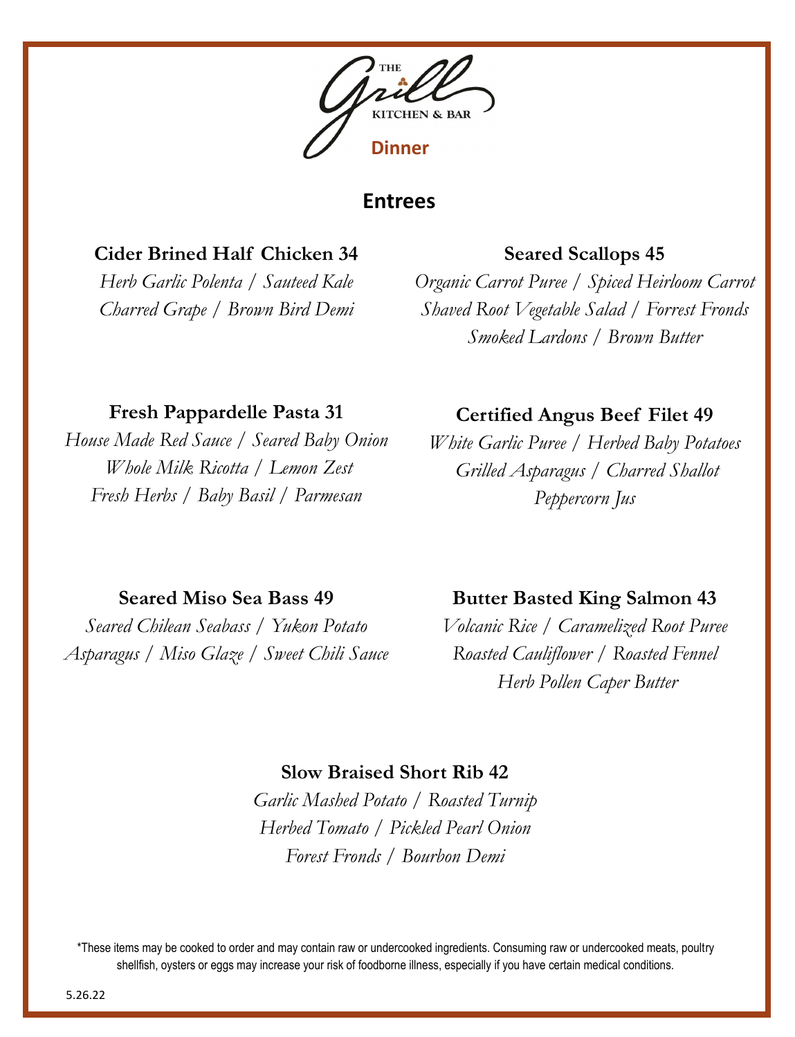THE Grill KITCHEN & BAR

**Dinner**

## Entrees

### Cider Brined Half Chicken 34

*Herb Garlic Polenta / Sauteed Kale*
*Charred Grape / Brown Bird Demi*

### Seared Scallops 45

*Organic Carrot Puree / Spiced Heirloom Carrot*
*Shaved Root Vegetable Salad / Forrest Fronds*
*Smoked Lardons / Brown Butter*

### Fresh Pappardelle Pasta 31

*House Made Red Sauce / Seared Baby Onion*
*Whole Milk Ricotta / Lemon Zest*
*Fresh Herbs / Baby Basil / Parmesan*

### Certified Angus Beef Filet 49

*White Garlic Puree / Herbed Baby Potatoes*
*Grilled Asparagus / Charred Shallot*
*Peppercorn Jus*

### Seared Miso Sea Bass 49

*Seared Chilean Seabass / Yukon Potato*
*Asparagus / Miso Glaze / Sweet Chili Sauce*

### Butter Basted King Salmon 43

*Volcanic Rice / Caramelized Root Puree*
*Roasted Cauliflower / Roasted Fennel*
*Herb Pollen Caper Butter*

### Slow Braised Short Rib 42

*Garlic Mashed Potato / Roasted Turnip*
*Herbed Tomato / Pickled Pearl Onion*
*Forest Fronds / Bourbon Demi*

*These items may be cooked to order and may contain raw or undercooked ingredients. Consuming raw or undercooked meats, poultry shellfish, oysters or eggs may increase your risk of foodborne illness, especially if you have certain medical conditions.

5.26.22